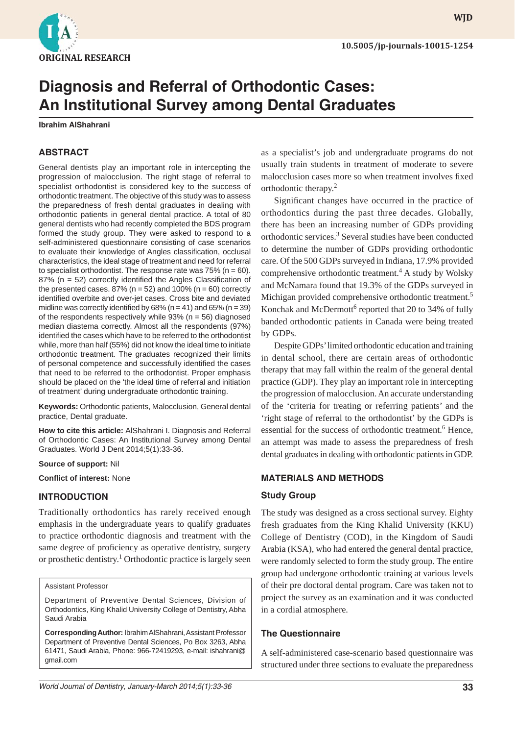**ORIGINAL RESEARCH**

# Diagnosis and Referral of Orthodontic Cases: An Institutional Survey among Dental Graduates

**Ibrahim AlShahrani**

## ABSTRACT

General dentists play an important role in intercepting the progression of malocclusion. The right stage of referral to specialist orthodontist is considered key to the success of orthodontic treatment. The objective of this study was to assess the preparedness of fresh dental graduates in dealing with orthodontic patients in general dental practice. A total of 80 general dentists who had recently completed the BDS program formed the study group. They were asked to respond to a self-administered questionnaire consisting of case scenarios to evaluate their knowledge of Angles classification, occlusal characteristics, the ideal stage of treatment and need for referral to specialist orthodontist. The response rate was 75% (n = 60). 87% (n = 52) correctly identified the Angles Classification of the presented cases. 87% (n = 52) and 100% (n = 60) correctly identified overbite and over-jet cases. Cross bite and deviated midline was correctly identified by 68% (n = 41) and 65% (n = 39) of the respondents respectively while 93% (n = 56) diagnosed median diastema correctly. Almost all the respondents (97%) identified the cases which have to be referred to the orthodontist while, more than half (55%) did not know the ideal time to initiate orthodontic treatment. The graduates recognized their limits of personal competence and successfully identified the cases that need to be referred to the orthodontist. Proper emphasis should be placed on the 'the ideal time of referral and initiation of treatment' during undergraduate orthodontic training.

**Keywords:** Orthodontic patients, Malocclusion, General dental practice, Dental graduate.

**How to cite this article:** AlShahrani I. Diagnosis and Referral of Orthodontic Cases: An Institutional Survey among Dental Graduates. World J Dent 2014;5(1):33-36.

**Source of support:** Nil

**Conflict of interest:** None

## INTRODUCTION

Traditionally orthodontics has rarely received enough emphasis in the undergraduate years to qualify graduates to practice orthodontic diagnosis and treatment with the same degree of proficiency as operative dentistry, surgery or prosthetic dentistry.[1] Orthodontic practice is largely seen as a specialist's job and undergraduate programs do not usually train students in treatment of moderate to severe malocclusion cases more so when treatment involves fixed orthodontic therapy.[2]

Significant changes have occurred in the practice of orthodontics during the past three decades. Globally, there has been an increasing number of GDPs providing orthodontic services.[3] Several studies have been conducted to determine the number of GDPs providing orthodontic care. Of the 500 GDPs surveyed in Indiana, 17.9% provided comprehensive orthodontic treatment.[4] A study by Wolsky and McNamara found that 19.3% of the GDPs surveyed in Michigan provided comprehensive orthodontic treatment.[5] Konchak and McDermott[6] reported that 20 to 34% of fully banded orthodontic patients in Canada were being treated by GDPs.

Despite GDPs' limited orthodontic education and training in dental school, there are certain areas of orthodontic therapy that may fall within the realm of the general dental practice (GDP). They play an important role in intercepting the progression of malocclusion. An accurate understanding of the 'criteria for treating or referring patients' and the 'right stage of referral to the orthodontist' by the GDPs is essential for the success of orthodontic treatment.[6] Hence, an attempt was made to assess the preparedness of fresh dental graduates in dealing with orthodontic patients in GDP.

## MATERIALS AND METHODS

### Study Group

The study was designed as a cross sectional survey. Eighty fresh graduates from the King Khalid University (KKU) College of Dentistry (COD), in the Kingdom of Saudi Arabia (KSA), who had entered the general dental practice, were randomly selected to form the study group. The entire group had undergone orthodontic training at various levels of their pre doctoral dental program. Care was taken not to project the survey as an examination and it was conducted in a cordial atmosphere.

### The Questionnaire

A self-administered case-scenario based questionnaire was structured under three sections to evaluate the preparedness

---

Assistant Professor

Department of Preventive Dental Sciences, Division of Orthodontics, King Khalid University College of Dentistry, Abha Saudi Arabia

**Corresponding Author:** Ibrahim AlShahrani, Assistant Professor Department of Preventive Dental Sciences, Po Box 3263, Abha 61471, Saudi Arabia, Phone: 966-72419293, e-mail: ishahrani@gmail.com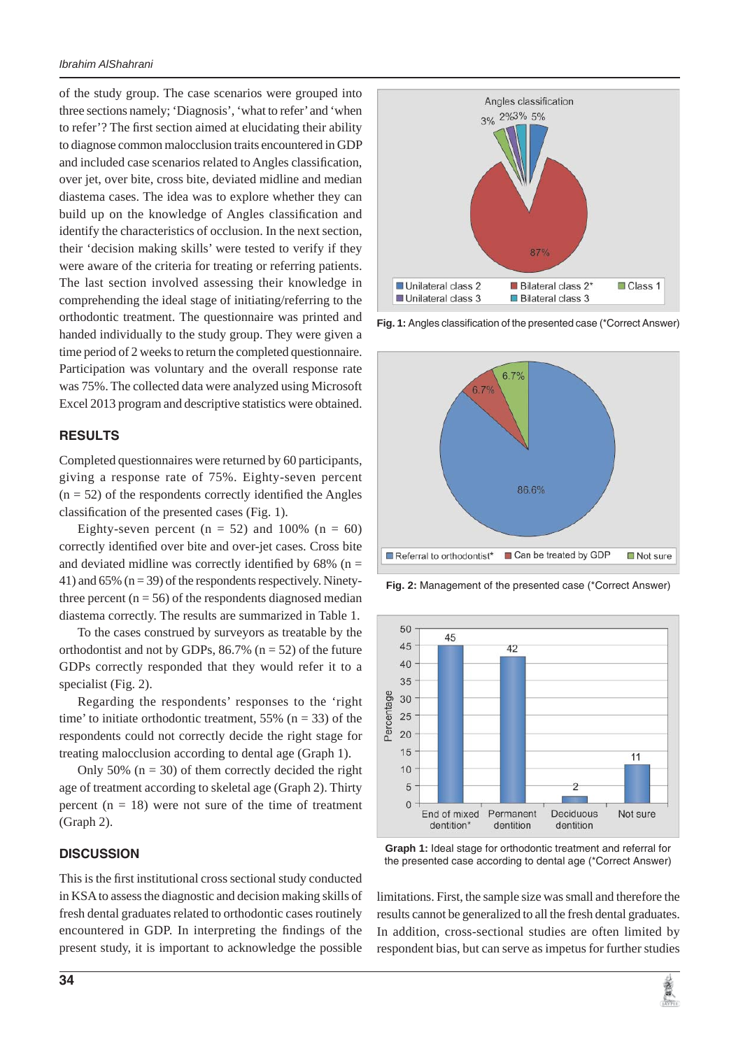of the study group. The case scenarios were grouped into three sections namely; 'Diagnosis', 'what to refer' and 'when to refer'? The first section aimed at elucidating their ability to diagnose common malocclusion traits encountered in GDP and included case scenarios related to Angles classification, over jet, over bite, cross bite, deviated midline and median diastema cases. The idea was to explore whether they can build up on the knowledge of Angles classification and identify the characteristics of occlusion. In the next section, their 'decision making skills' were tested to verify if they were aware of the criteria for treating or referring patients. The last section involved assessing their knowledge in comprehending the ideal stage of initiating/referring to the orthodontic treatment. The questionnaire was printed and handed individually to the study group. They were given a time period of 2 weeks to return the completed questionnaire. Participation was voluntary and the overall response rate was 75%. The collected data were analyzed using Microsoft Excel 2013 program and descriptive statistics were obtained.

## RESULTS

Completed questionnaires were returned by 60 participants, giving a response rate of 75%. Eighty-seven percent (n = 52) of the respondents correctly identified the Angles classification of the presented cases (Fig. 1).

Eighty-seven percent (n = 52) and 100% (n = 60) correctly identified over bite and over-jet cases. Cross bite and deviated midline was correctly identified by 68% (n = 41) and 65% (n = 39) of the respondents respectively. Ninety-three percent (n = 56) of the respondents diagnosed median diastema correctly. The results are summarized in Table 1.

To the cases construed by surveyors as treatable by the orthodontist and not by GDPs, 86.7% (n = 52) of the future GDPs correctly responded that they would refer it to a specialist (Fig. 2).

Regarding the respondents' responses to the 'right time' to initiate orthodontic treatment, 55% (n = 33) of the respondents could not correctly decide the right stage for treating malocclusion according to dental age (Graph 1).

Only 50% (n = 30) of them correctly decided the right age of treatment according to skeletal age (Graph 2). Thirty percent (n = 18) were not sure of the time of treatment (Graph 2).

Angles classification

3% 2% 3% 5%

87%

Unilateral class 2 | Bilateral class 2* | Class 1 | Unilateral class 3 | Bilateral class 3

**Fig. 1:** Angles classification of the presented case (*Correct Answer)

6.7% 6.7%

86.6%

Referral to orthodontist* | Can be treated by GDP | Not sure

**Fig. 2:** Management of the presented case (*Correct Answer)

| | Percentage |
|---|---|
| End of mixed dentition* | 45 |
| Permanent dentition | 42 |
| Deciduous dentition | 2 |
| Not sure | 11 |

**Graph 1:** Ideal stage for orthodontic treatment and referral for the presented case according to dental age (*Correct Answer)

## DISCUSSION

This is the first institutional cross sectional study conducted in KSA to assess the diagnostic and decision making skills of fresh dental graduates related to orthodontic cases routinely encountered in GDP. In interpreting the findings of the present study, it is important to acknowledge the possible limitations. First, the sample size was small and therefore the results cannot be generalized to all the fresh dental graduates. In addition, cross-sectional studies are often limited by respondent bias, but can serve as impetus for further studies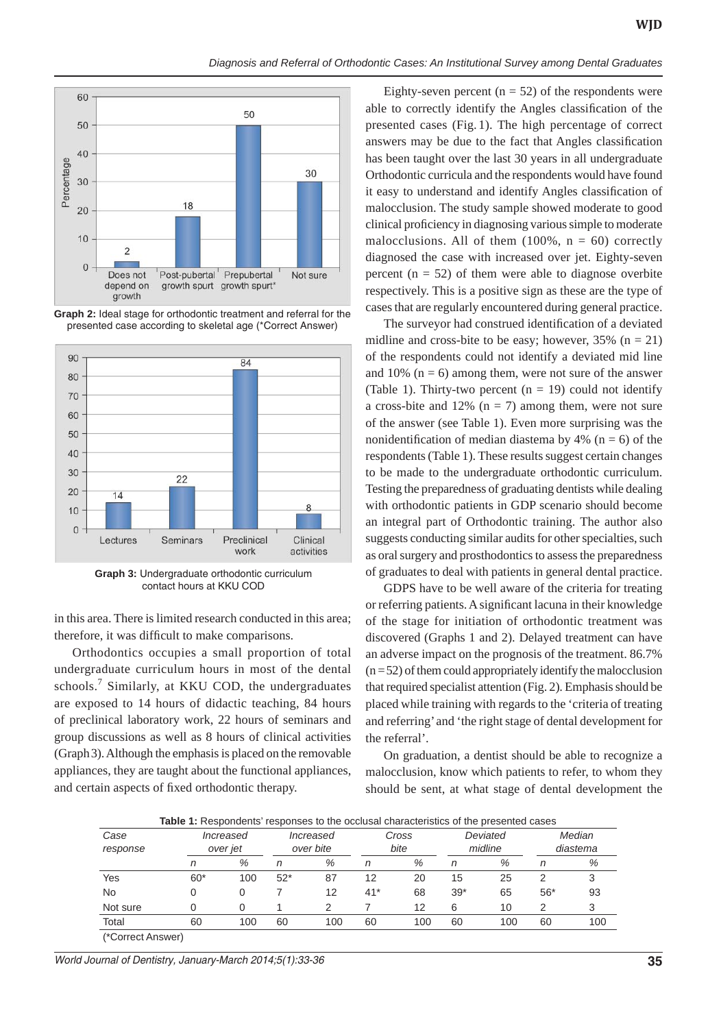Graph 2: Ideal stage for orthodontic treatment and referral for the presented case according to skeletal age (*Correct Answer)

Graph 3: Undergraduate orthodontic curriculum contact hours at KKU COD

in this area. There is limited research conducted in this area; therefore, it was difficult to make comparisons.

Orthodontics occupies a small proportion of total undergraduate curriculum hours in most of the dental schools.[7] Similarly, at KKU COD, the undergraduates are exposed to 14 hours of didactic teaching, 84 hours of preclinical laboratory work, 22 hours of seminars and group discussions as well as 8 hours of clinical activities (Graph 3). Although the emphasis is placed on the removable appliances, they are taught about the functional appliances, and certain aspects of fixed orthodontic therapy.

Eighty-seven percent (n = 52) of the respondents were able to correctly identify the Angles classification of the presented cases (Fig. 1). The high percentage of correct answers may be due to the fact that Angles classification has been taught over the last 30 years in all undergraduate Orthodontic curricula and the respondents would have found it easy to understand and identify Angles classification of malocclusion. The study sample showed moderate to good clinical proficiency in diagnosing various simple to moderate malocclusions. All of them (100%, n = 60) correctly diagnosed the case with increased over jet. Eighty-seven percent (n = 52) of them were able to diagnose overbite respectively. This is a positive sign as these are the type of cases that are regularly encountered during general practice.

The surveyor had construed identification of a deviated midline and cross-bite to be easy; however, 35% (n = 21) of the respondents could not identify a deviated mid line and 10% (n = 6) among them, were not sure of the answer (Table 1). Thirty-two percent (n = 19) could not identify a cross-bite and 12% (n = 7) among them, were not sure of the answer (see Table 1). Even more surprising was the nonidentification of median diastema by 4% (n = 6) of the respondents (Table 1). These results suggest certain changes to be made to the undergraduate orthodontic curriculum. Testing the preparedness of graduating dentists while dealing with orthodontic patients in GDP scenario should become an integral part of Orthodontic training. The author also suggests conducting similar audits for other specialties, such as oral surgery and prosthodontics to assess the preparedness of graduates to deal with patients in general dental practice.

GDPS have to be well aware of the criteria for treating or referring patients. A significant lacuna in their knowledge of the stage for initiation of orthodontic treatment was discovered (Graphs 1 and 2). Delayed treatment can have an adverse impact on the prognosis of the treatment. 86.7% (n = 52) of them could appropriately identify the malocclusion that required specialist attention (Fig. 2). Emphasis should be placed while training with regards to the 'criteria of treating and referring' and 'the right stage of dental development for the referral'.

On graduation, a dentist should be able to recognize a malocclusion, know which patients to refer, to whom they should be sent, at what stage of dental development the

**Table 1:** Respondents' responses to the occlusal characteristics of the presented cases

| Case response | Increased over jet | | Increased over bite | | Cross bite | | Deviated midline | | Median diastema | |
|---|---|---|---|---|---|---|---|---|---|---|
| | n | % | n | % | n | % | n | % | n | % |
| Yes | 60* | 100 | 52* | 87 | 12 | 20 | 15 | 25 | 2 | 3 |
| No | 0 | 0 | 7 | 12 | 41* | 68 | 39* | 65 | 56* | 93 |
| Not sure | 0 | 0 | 1 | 2 | 7 | 12 | 6 | 10 | 2 | 3 |
| Total | 60 | 100 | 60 | 100 | 60 | 100 | 60 | 100 | 60 | 100 |

(*Correct Answer)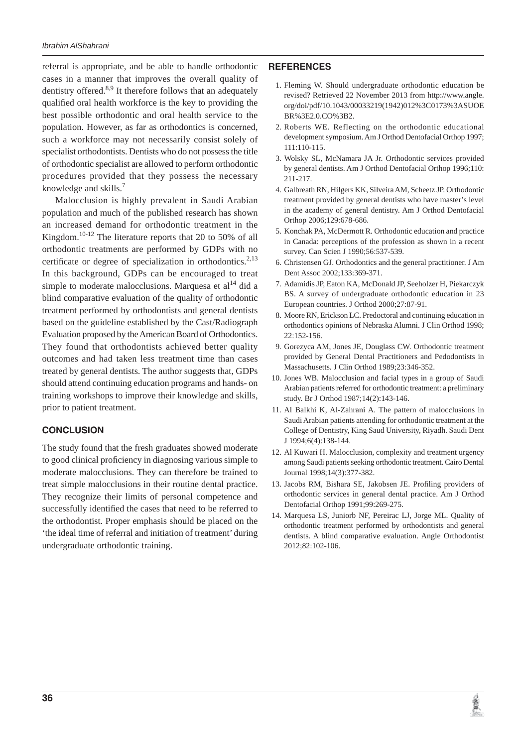referral is appropriate, and be able to handle orthodontic cases in a manner that improves the overall quality of dentistry offered.[8,9] It therefore follows that an adequately qualified oral health workforce is the key to providing the best possible orthodontic and oral health service to the population. However, as far as orthodontics is concerned, such a workforce may not necessarily consist solely of specialist orthodontists. Dentists who do not possess the title of orthodontic specialist are allowed to perform orthodontic procedures provided that they possess the necessary knowledge and skills.[7]

Malocclusion is highly prevalent in Saudi Arabian population and much of the published research has shown an increased demand for orthodontic treatment in the Kingdom.[10-12] The literature reports that 20 to 50% of all orthodontic treatments are performed by GDPs with no certificate or degree of specialization in orthodontics.[2,13] In this background, GDPs can be encouraged to treat simple to moderate malocclusions. Marquesa et al[14] did a blind comparative evaluation of the quality of orthodontic treatment performed by orthodontists and general dentists based on the guideline established by the Cast/Radiograph Evaluation proposed by the American Board of Orthodontics. They found that orthodontists achieved better quality outcomes and had taken less treatment time than cases treated by general dentists. The author suggests that, GDPs should attend continuing education programs and hands- on training workshops to improve their knowledge and skills, prior to patient treatment.

## CONCLUSION

The study found that the fresh graduates showed moderate to good clinical proficiency in diagnosing various simple to moderate malocclusions. They can therefore be trained to treat simple malocclusions in their routine dental practice. They recognize their limits of personal competence and successfully identified the cases that need to be referred to the orthodontist. Proper emphasis should be placed on the 'the ideal time of referral and initiation of treatment' during undergraduate orthodontic training.

## REFERENCES

1. Fleming W. Should undergraduate orthodontic education be revised? Retrieved 22 November 2013 from http://www.angle.org/doi/pdf/10.1043/00033219(1942)012%3C0173%3ASUOEBR%3E2.0.CO%3B2.
2. Roberts WE. Reflecting on the orthodontic educational development symposium. Am J Orthod Dentofacial Orthop 1997; 111:110-115.
3. Wolsky SL, McNamara JA Jr. Orthodontic services provided by general dentists. Am J Orthod Dentofacial Orthop 1996;110: 211-217.
4. Galbreath RN, Hilgers KK, Silveira AM, Scheetz JP. Orthodontic treatment provided by general dentists who have master's level in the academy of general dentistry. Am J Orthod Dentofacial Orthop 2006;129:678-686.
5. Konchak PA, McDermott R. Orthodontic education and practice in Canada: perceptions of the profession as shown in a recent survey. Can Scien J 1990;56:537-539.
6. Christensen GJ. Orthodontics and the general practitioner. J Am Dent Assoc 2002;133:369-371.
7. Adamidis JP, Eaton KA, McDonald JP, Seeholzer H, Piekarczyk BS. A survey of undergraduate orthodontic education in 23 European countries. J Orthod 2000;27:87-91.
8. Moore RN, Erickson LC. Predoctoral and continuing education in orthodontics opinions of Nebraska Alumni. J Clin Orthod 1998; 22:152-156.
9. Gorezyca AM, Jones JE, Douglass CW. Orthodontic treatment provided by General Dental Practitioners and Pedodontists in Massachusetts. J Clin Orthod 1989;23:346-352.
10. Jones WB. Malocclusion and facial types in a group of Saudi Arabian patients referred for orthodontic treatment: a preliminary study. Br J Orthod 1987;14(2):143-146.
11. Al Balkhi K, Al-Zahrani A. The pattern of malocclusions in Saudi Arabian patients attending for orthodontic treatment at the College of Dentistry, King Saud University, Riyadh. Saudi Dent J 1994;6(4):138-144.
12. Al Kuwari H. Malocclusion, complexity and treatment urgency among Saudi patients seeking orthodontic treatment. Cairo Dental Journal 1998;14(3):377-382.
13. Jacobs RM, Bishara SE, Jakobsen JE. Profiling providers of orthodontic services in general dental practice. Am J Orthod Dentofacial Orthop 1991;99:269-275.
14. Marquesa LS, Juniorb NF, Pereirac LJ, Jorge ML. Quality of orthodontic treatment performed by orthodontists and general dentists. A blind comparative evaluation. Angle Orthodontist 2012;82:102-106.